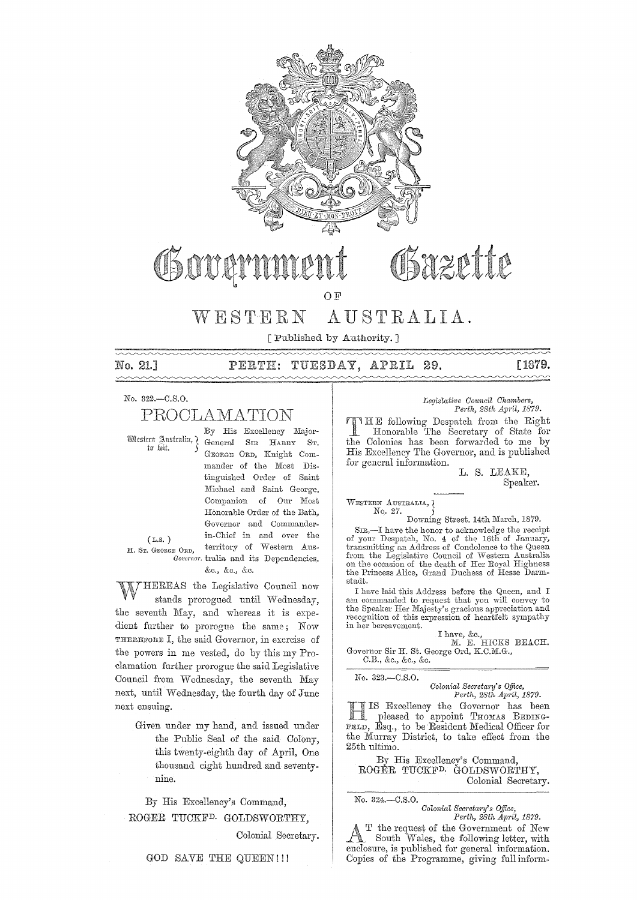# Government Gazette

OF

# WESTERN AUSTRALIA.

[ Published by Authority. ]

No. 21.] PERTH: TUESDAY, APRIL 29. [1879.

No. 322.—C.S.O.

## PROCLAMATION

Western Australia, to wit.

By His Excellency Major-General SIR HARRY ST. GEORGE ORD, Knight Commander of the Most Distinguished Order of Saint Michael and Saint George, Companion of Our Most Honorable Order of the Bath, Governor and Commander-in-Chief in and over the territory of Western Australia and its Dependencies, &c., &c., &c.

(L.S.)
H. ST. GEORGE ORD,
*Governor.*

WHEREAS the Legislative Council now stands prorogued until Wednesday, the seventh May, and whereas it is expedient further to prorogue the same; Now THEREFORE I, the said Governor, in exercise of the powers in me vested, do by this my Proclamation further prorogue the said Legislative Council from Wednesday, the seventh May next, until Wednesday, the fourth day of June next ensuing.

Given under my hand, and issued under the Public Seal of the said Colony, this twenty-eighth day of April, One thousand eight hundred and seventy-nine.

By His Excellency's Command,
ROGER TUCKFD. GOLDSWORTHY,
Colonial Secretary.

GOD SAVE THE QUEEN!!!

*Legislative Council Chambers,*
*Perth, 28th April, 1879.*

THE following Despatch from the Right Honorable The Secretary of State for the Colonies has been forwarded to me by His Excellency The Governor, and is published for general information.

L. S. LEAKE,
Speaker.

WESTERN AUSTRALIA,
No. 27.

Downing Street, 14th March, 1879.

SIR,—I have the honor to acknowledge the receipt of your Despatch, No. 4 of the 16th of January, transmitting an Address of Condolence to the Queen from the Legislative Council of Western Australia on the occasion of the death of Her Royal Highness the Princess Alice, Grand Duchess of Hesse Darmstadt.

I have laid this Address before the Queen, and I am commanded to request that you will convey to the Speaker Her Majesty's gracious appreciation and recognition of this expression of heartfelt sympathy in her bereavement.

I have, &c.,
M. E. HICKS BEACH.

Governor Sir H. St. George Ord, K.C.M.G., C.B., &c., &c., &c.

---

No. 323.—C.S.O.

*Colonial Secretary's Office,*
*Perth, 28th April, 1879.*

HIS Excellency the Governor has been pleased to appoint THOMAS BEDINGFELD, Esq., to be Resident Medical Officer for the Murray District, to take effect from the 25th ultimo.

By His Excellency's Command,
ROGER TUCKFD. GOLDSWORTHY,
Colonial Secretary.

---

No. 324.—C.S.O.

*Colonial Secretary's Office,*
*Perth, 28th April, 1879.*

AT the request of the Government of New South Wales, the following letter, with enclosure, is published for general information. Copies of the Programme, giving full inform-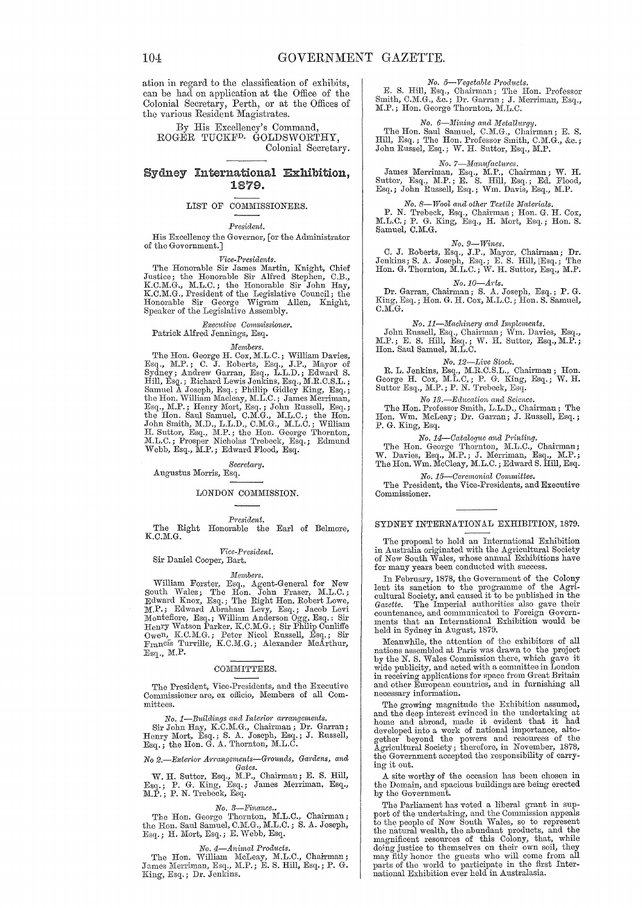ation in regard to the classification of exhibits, can be had on application at the Office of the Colonial Secretary, Perth, or at the Offices of the various Resident Magistrates.

By His Excellency's Command,
ROGER TUCKFD. GOLDSWORTHY,
Colonial Secretary.

## Sydney International Exhibition, 1879.

### LIST OF COMMISSIONERS.

*President.*

His Excellency the Governor, [or the Administrator of the Government.]

*Vice-Presidents.*

The Honorable Sir James Martin, Knight, Chief Justice; the Honorable Sir Alfred Stephen, C.B., K.C.M.G., M.L.C.; the Honorable Sir John Hay, K.C.M.G., President of the Legislative Council; the Honorable Sir George Wigram Allen, Knight, Speaker of the Legislative Assembly.

*Executive Commissioner.*

Patrick Alfred Jennings, Esq.

*Members.*

The Hon. George H. Cox, M.L.C.; William Davies, Esq., M.P.; C. J. Roberts, Esq., J.P., Mayor of Sydney; Andrew Garran, Esq., L.L.D.; Edward S. Hill, Esq.; Richard Lewis Jenkins, Esq., M.R.C.S.L.; Samuel A Joseph, Esq.; Phillip Gidley King, Esq.; the Hon. William Macleay, M.L.C.; James Merriman, Esq., M.P.; Henry Mort, Esq.; John Russell, Esq.; the Hon. Saul Samuel, C.M.G., M.L.C.; the Hon. John Smith, M.D., L.L.D., C.M.G., M.L.C.; William H. Suttor, Esq., M.P.; the Hon. George Thornton, M.L.C.; Prosper Nicholas Trebeck, Esq.; Edmund Webb, Esq., M.P.; Edward Flood, Esq.

*Secretary.*

Augustus Morris, Esq.

### LONDON COMMISSION.

*President.*

The Right Honorable the Earl of Belmore, K.C.M.G.

*Vice-President.*

Sir Daniel Cooper, Bart.

*Members.*

William Forster, Esq., Agent-General for New South Wales; The Hon. John Fraser, M.L.C.; Edward Knox, Esq.; The Right Hon. Robert Lowe, M.P.; Edward Abraham Levy, Esq.; Jacob Levi Montefiore, Esq.; William Anderson Ogg, Esq.: Sir Henry Watson Parker. K.C.M.G.; Sir Philip Cunliffe Owen, K.C.M.G.; Peter Nicol Russell, Esq.; Sir Francis Turville, K.C.M.G.; Alexander McArthur, Esq., M.P.

### COMMITTEES.

The President, Vice-Presidents, and the Executive Commissioner are, ex officio, Members of all Committees.

*No. 1—Buildings and Interior arrangements.*

Sir John Hay, K.C.M.G., Chairman; Dr. Garran; Henry Mort, Esq.; S. A. Joseph, Esq.; J. Russell, Esq.; the Hon. G. A. Thornton, M.L.C.

*No 2.—Exterior Arrangements—Grounds, Gardens, and Gates.*

W. H. Suttor, Esq., M.P., Chairman; E. S. Hill, Esq.; P. G. King, Esq.; James Merriman, Esq., M.P.; P. N. Trebeck, Esq.

*No. 3—Finance..*

The Hon. George Thornton, M.L.C., Chairman; the Hon. Saul Samuel, C.M.G., M.L.C.; S. A. Joseph, Esq.; H. Mort, Esq.; E. Webb, Esq.

*No. 4—Animal Products.*

The Hon. William McLeay, M.L.C., Chairman; James Merriman, Esq., M.P.; E. S. Hill, Esq.; P. G. King, Esq.; Dr. Jenkins.

*No. 5—Vegetable Products.*

E. S. Hill, Esq., Chairman; The Hon. Professor Smith, C.M.G., &c.; Dr. Garran; J. Merriman, Esq., M.P.; Hon. George Thornton, M.L.C.

*No. 6—Mining and Metallurgy.*

The Hon. Saul Samuel, C.M.G., Chairman; E. S. Hill, Esq.; The Hon. Professor Smith, C.M.G., &c.; John Russel, Esq.; W. H. Suttor, Esq., M.P.

*No. 7—Manufactures.*

James Merriman, Esq., M.P., Chairman; W. H. Suttor, Esq., M.P.; E. S. Hill, Esq.; Ed. Flood, Esq.; John Russell, Esq.; Wm. Davis, Esq., M.P.

*No. 8—Wool and other Textile Materials.*

P. N. Trebeck, Esq., Chairman; Hon. G. H. Cox, M.L.C.; P. G. King, Esq., H. Mort, Esq.; Hon. S. Samuel, C.M.G.

*No. 9—Wines.*

C. J. Roberts, Esq., J.P., Mayor, Chairman; Dr. Jenkins; S. A. Joseph, Esq.; E. S. Hill, Esq.; The Hon. G. Thornton, M.L.C.; W. H. Suttor, Esq., M.P.

*No. 10—Arts.*

Dr. Garran, Chairman; S. A. Joseph, Esq.; P. G. King, Esq.; Hon. G. H. Cox, M.L.C.; Hon. S. Samuel, C.M.G.

*No. 11—Machinery and Implements.*

John Russell, Esq., Chairman; Wm. Davies, Esq., M.P.; E. S. Hill, Esq.; W. H. Suttor, Esq., M.P.; Hon. Saul Samuel, M.L.C.

*No. 12—Live Stock.*

R. L. Jenkins, Esq., M.R.C.S.L., Chairman; Hon. George H. Cox, M.L.C.; P. G. King, Esq.; W. H. Suttor Esq., M.P.; P. N. Trebeck, Esq.

*No 13.—Education and Science.*

The Hon. Professor Smith, L.L.D., Chairman; The Hon. Wm. McLeay; Dr. Garran; J. Russell, Esq.; P. G. King, Esq.

*No. 14—Catalogue and Printing.*

The Hon. George Thornton, M.L.C., Chairman; W. Davies, Esq., M.P.; J. Merriman, Esq., M.P.; The Hon. Wm. McCleay, M.L.C.; Edward S. Hill, Esq.

*No. 15—Ceremonial Committee.*

The President, the Vice-Presidents, and Executive Commissioner.

### SYDNEY INTERNATIONAL EXHIBITION, 1879.

The proposal to hold an International Exhibition in Australia originated with the Agricultural Society of New South Wales, whose annual Exhibitions have for many years been conducted with success.

In February, 1878, the Government of the Colony lent its sanction to the programme of the Agricultural Society, and caused it to be published in the *Gazette*. The Imperial authorities also gave their countenance, and communicated to Foreign Governments that an International Exhibition would be held in Sydney in August, 1879.

Meanwhile, the attention of the exhibitors of all nations assembled at Paris was drawn to the project by the N. S. Wales Commission there, which gave it wide publicity, and acted with a committee in London in receiving applications for space from Great Britain and other European countries, and in furnishing all necessary information.

The growing magnitude the Exhibition assumed, and the deep interest evinced in the undertaking at home and abroad, made it evident that it had developed into a work of national importance, altogether beyond the powers and resources of the Agricultural Society; therefore, in November, 1878, the Government accepted the responsibility of carrying it out.

A site worthy of the occasion has been chosen in the Domain, and spacious buildings are being erected by the Government.

The Parliament has voted a liberal grant in support of the undertaking, and the Commission appeals to the people of New South Wales, so to represent the natural wealth, the abundant products, and the magnificent resources of this Colony, that, while doing justice to themselves on their own soil, they may fitly honor the guests who will come from all parts of the world to participate in the first International Exhibition ever held in Australasia.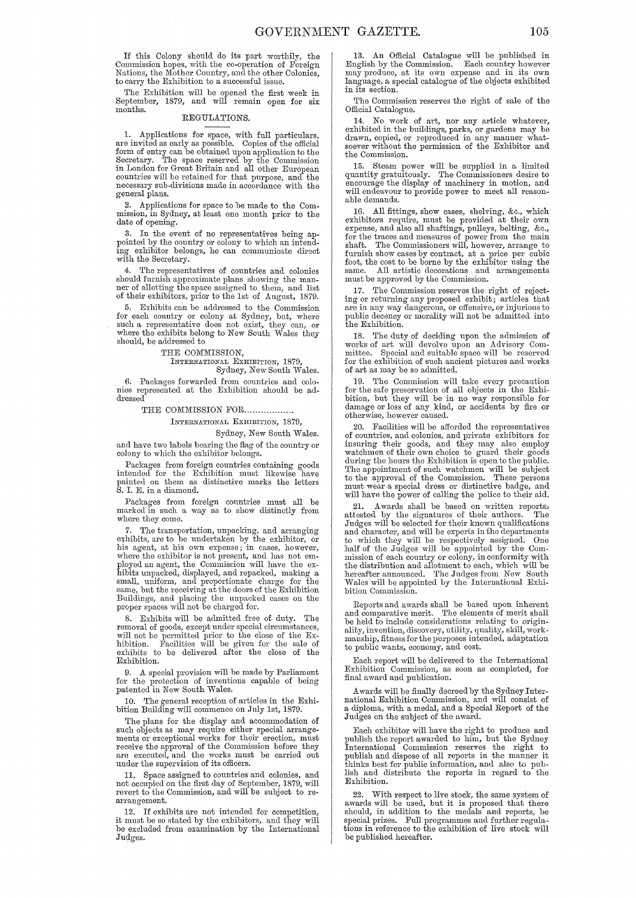If this Colony should do its part worthily, the Commission hopes, with the co-operation of Foreign Nations, the Mother Country, and the other Colonies, to carry the Exhibition to a successful issue.

The Exhibition will be opened the first week in September, 1879, and will remain open for six months.

## REGULATIONS.

1. Applications for space, with full particulars, are invited as early as possible. Copies of the official form of entry can be obtained upon application to the Secretary. The space reserved by the Commission in London for Great Britain and all other European countries will be retained for that purpose, and the necessary sub-divisions made in accordance with the general plans.

2. Applications for space to be made to the Commission, in Sydney, at least one month prior to the date of opening.

3. In the event of no representatives being appointed by the country or colony to which an intending exhibitor belongs, he can communicate direct with the Secretary.

4. The representatives of countries and colonies should furnish approximate plans showing the manner of allotting the space assigned to them, and list of their exhibitors, prior to the 1st of August, 1879.

5. Exhibits can be addressed to the Commission for each country or colony at Sydney, but, where such a representative does not exist, they can, or where the exhibits belong to New South Wales they should, be addressed to

THE COMMISSION,
INTERNATIONAL EXHIBITION, 1879,
Sydney, New South Wales.

6. Packages forwarded from countries and colonies represented at the Exhibition should be addressed

THE COMMISSION FOR.................
INTERNATIONAL EXHIBITION, 1879,
Sydney, New South Wales.

and have two labels bearing the flag of the country or colony to which the exhibitor belongs.

Packages from foreign countries containing goods intended for the Exhibition must likewise have painted on them as distinctive marks the letters S. I. E. in a diamond.

Packages from foreign countries must all be marked in such a way as to show distinctly from where they come.

7. The transportation, unpacking, and arranging exhibits, are to be undertaken by the exhibitor, or his agent, at his own expense; in cases, however, where the exhibitor is not present, and has not employed an agent, the Commission will have the exhibits unpacked, displayed, and repacked, making a small, uniform, and proportionate charge for the same, but the receiving at the doors of the Exhibition Buildings, and placing the unpacked cases on the proper spaces will not be charged for.

8. Exhibits will be admitted free of duty. The removal of goods, except under special circumstances, will not be permitted prior to the close of the Exhibition. Facilities will be given for the sale of exhibits to be delivered after the close of the Exhibition.

9. A special provision will be made by Parliament for the protection of inventions capable of being patented in New South Wales.

10. The general reception of articles in the Exhibition Building will commence on July 1st, 1879.

The plans for the display and accommodation of such objects as may require either special arrangements or exceptional works for their erection, must receive the approval of the Commission before they are executed, and the works must be carried out under the supervision of its officers.

11. Space assigned to countries and colonies, and not occupied on the first day of September, 1879, will revert to the Commission, and will be subject to re-arrangement.

12. If exhibits are not intended for competition, it must be so stated by the exhibitors, and they will be excluded from examination by the International Judges.

13. An Official Catalogue will be published in English by the Commission. Each country however may produce, at its own expense and in its own language, a special catalogue of the objects exhibited in its section.

The Commission reserves the right of sale of the Official Catalogue.

14. No work of art, nor any article whatever, exhibited in the buildings, parks, or gardens may be drawn, copied, or reproduced in any manner whatsoever without the permission of the Exhibitor and the Commission.

15. Steam power will be supplied in a limited quantity gratuitously. The Commissioners desire to encourage the display of machinery in motion, and will endeavour to provide power to meet all reasonable demands.

16. All fittings, show cases, shelving, &c., which exhibitors require, must be provided at their own expense, and also all shaftings, pulleys, belting, &c., for the traces and measures of power from the main shaft. The Commissioners will, however, arrange to furnish show cases by contract, at a price per cubic foot, the cost to be borne by the exhibitor using the same. All artistic decorations and arrangements must be approved by the Commission.

17. The Commission reserves the right of rejecting or returning any proposed exhibit; articles that are in any way dangerous, or offensive, or injurious to public decency or morality will not be admitted into the Exhibition.

18. The duty of deciding upon the admission of works of art will devolve upon an Advisory Committee. Special and suitable space will be reserved for the exhibition of such ancient pictures and works of art as may be so admitted.

19. The Commission will take every precaution for the safe preservation of all objects in the Exhibition, but they will be in no way responsible for damage or loss of any kind, or accidents by fire or otherwise, however caused.

20. Facilities will be afforded the representatives of countries, and colonies, and private exhibitors for insuring their goods, and they may also employ watchmen of their own choice to guard their goods during the hours the Exhibition is open to the public. The appointment of such watchmen will be subject to the approval of the Commission. These persons must wear a special dress or distinctive badge, and will have the power of calling the police to their aid.

21. Awards shall be based on written reports, attested by the signatures of their authors. The Judges will be selected for their known qualifications and character, and will be experts in the departments to which they will be respectively assigned. One half of the Judges will be appointed by the Commission of each country or colony, in conformity with the distribution and allotment to each, which will be hereafter announced. The Judges from New South Wales will be appointed by the International Exhibition Commission.

Reports and awards shall be based upon inherent and comparative merit. The elements of merit shall be held to include considerations relating to originality, invention, discovery, utility, quality, skill, workmanship, fitness for the purposes intended, adaptation to public wants, economy, and cost.

Each report will be delivered to the International Exhibition Commission, as soon as completed, for final award and publication.

Awards will be finally decreed by the Sydney International Exhibition Commission, and will consist of a diploma, with a medal, and a Special Report of the Judges on the subject of the award.

Each exhibitor will have the right to produce and publish the report awarded to him, but the Sydney International Commission reserves the right to publish and dispose of all reports in the manner it thinks best for public information, and also to publish and distribute the reports in regard to the Exhibition.

22. With respect to live stock, the same system of awards will be used, but it is proposed that there should, in addition to the medals and reports, be special prizes. Full programmes and further regulations in reference to the exhibition of live stock will be published hereafter.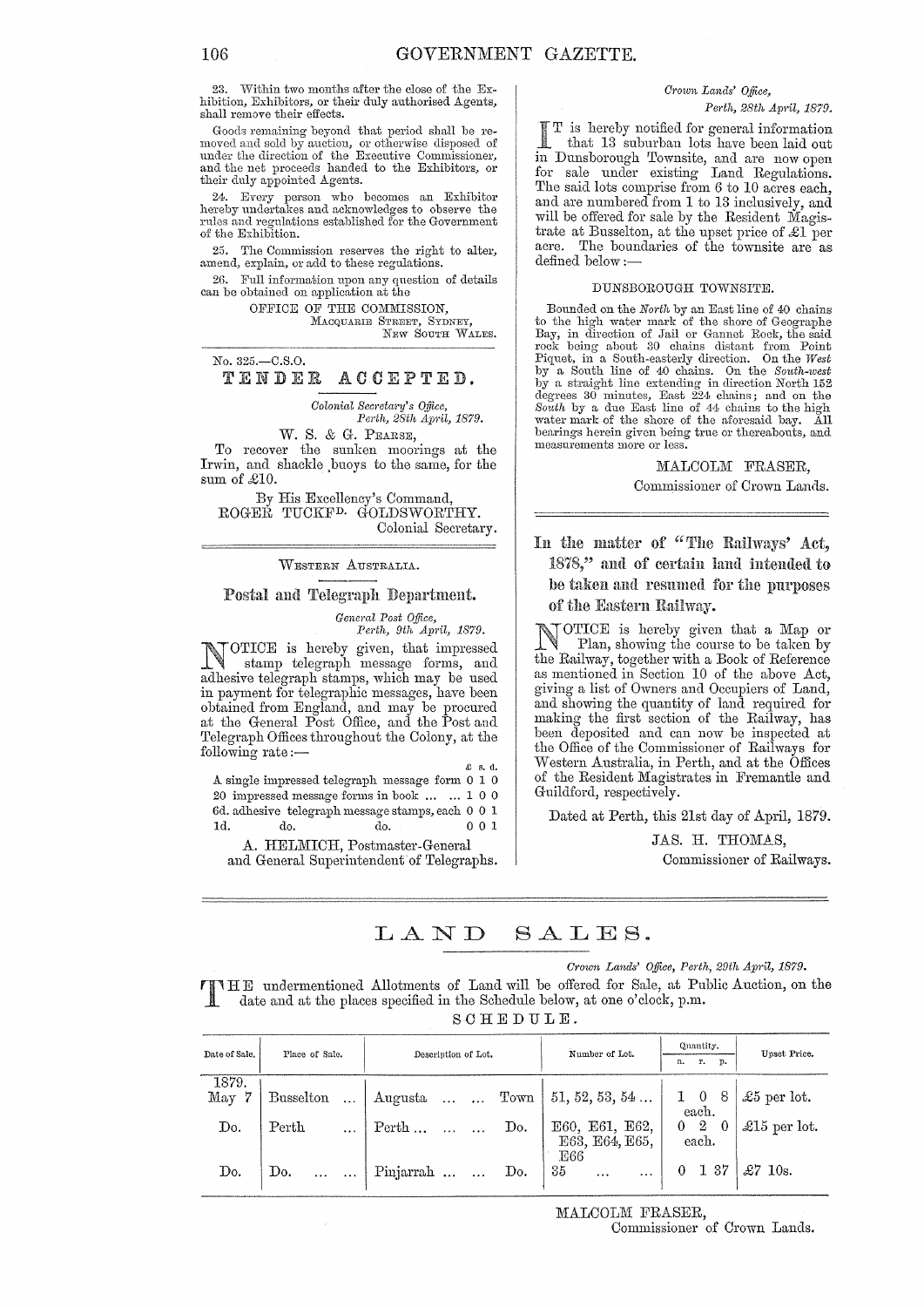23. Within two months after the close of the Exhibition, Exhibitors, or their duly authorised Agents, shall remove their effects.

Goods remaining beyond that period shall be removed and sold by auction, or otherwise disposed of under the direction of the Executive Commissioner, and the net proceeds handed to the Exhibitors, or their duly appointed Agents.

24. Every person who becomes an Exhibitor hereby undertakes and acknowledges to observe the rules and regulations established for the Government of the Exhibition.

25. The Commission reserves the right to alter, amend, explain, or add to these regulations.

26. Full information upon any question of details can be obtained on application at the

OFFICE OF THE COMMISSION,
MACQUARIE STREET, SYDNEY,
NEW SOUTH WALES.

---

No. 325.—C.S.O.

## TENDER ACCEPTED.

*Colonial Secretary's Office,*
*Perth, 28th April, 1879.*

W. S. & G. PEARSE,

To recover the sunken moorings at the Irwin, and shackle buoys to the same, for the sum of £10.

By His Excellency's Command,
ROGER TUCKFD. GOLDSWORTHY.
Colonial Secretary.

---

WESTERN AUSTRALIA.

## Postal and Telegraph Department.

*General Post Office,*
*Perth, 9th April, 1879.*

NOTICE is hereby given, that impressed stamp telegraph message forms, and adhesive telegraph stamps, which may be used in payment for telegraphic messages, have been obtained from England, and may be procured at the General Post Office, and the Post and Telegraph Offices throughout the Colony, at the following rate:—

| | £ s. d. |
|---|---|
| A single impressed telegraph message form | 0 1 0 |
| 20 impressed message forms in book ... ... | 1 0 0 |
| 6d. adhesive telegraph message stamps, each | 0 0 1 |
| 1d. do. do. | 0 0 1 |

A. HELMICH, Postmaster-General
and General Superintendent of Telegraphs.

---

*Crown Lands' Office,*
*Perth, 28th April, 1879.*

IT is hereby notified for general information that 13 suburban lots have been laid out in Dunsborough Townsite, and are now open for sale under existing Land Regulations. The said lots comprise from 6 to 10 acres each, and are numbered from 1 to 13 inclusively, and will be offered for sale by the Resident Magistrate at Busselton, at the upset price of £1 per acre. The boundaries of the townsite are as defined below:—

DUNSBOROUGH TOWNSITE.

Bounded on the *North* by an East line of 40 chains to the high water mark of the shore of Geographe Bay, in direction of Jail or Gannet Rock, the said rock being about 30 chains distant from Point Piquet, in a South-easterly direction. On the *West* by a South line of 40 chains. On the *South-west* by a straight line extending in direction North 152 degrees 30 minutes, East 224 chains; and on the *South* by a due East line of 44 chains to the high water mark of the shore of the aforesaid bay. All bearings herein given being true or thereabouts, and measurements more or less.

MALCOLM FRASER,
Commissioner of Crown Lands.

---

## In the matter of "The Railways' Act, 1878," and of certain land intended to be taken and resumed for the purposes of the Eastern Railway.

NOTICE is hereby given that a Map or Plan, showing the course to be taken by the Railway, together with a Book of Reference as mentioned in Section 10 of the above Act, giving a list of Owners and Occupiers of Land, and showing the quantity of land required for making the first section of the Railway, has been deposited and can now be inspected at the Office of the Commissioner of Railways for Western Australia, in Perth, and at the Offices of the Resident Magistrates in Fremantle and Guildford, respectively.

Dated at Perth, this 21st day of April, 1879.

JAS. H. THOMAS,
Commissioner of Railways.

---

# LAND SALES.

*Crown Lands' Office, Perth, 29th April, 1879.*

THE undermentioned Allotments of Land will be offered for Sale, at Public Auction, on the date and at the places specified in the Schedule below, at one o'clock, p.m.

SCHEDULE.

| Date of Sale. | Place of Sale. | Description of Lot. | Number of Lot. | Quantity. a. r. p. | Upset Price. |
|---|---|---|---|---|---|
| 1879. May 7 | Busselton ... | Augusta ... ... Town | 51, 52, 53, 54 ... | 1 0 8 each. | £5 per lot. |
| Do. | Perth ... | Perth ... ... ... Do. | E60, E61, E62, E63, E64, E65, E66 | 0 2 0 each. | £15 per lot. |
| Do. | Do. ... ... | Pinjarrah ... ... Do. | 35 ... ... | 0 1 37 | £7 10s. |

MALCOLM FRASER,
Commissioner of Crown Lands.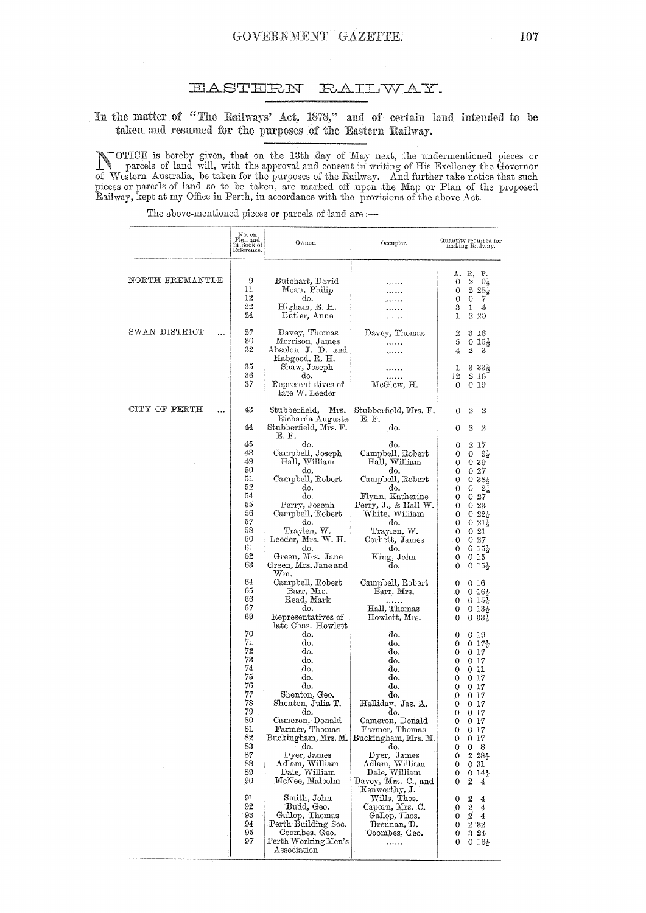# EASTERN RAILWAY.

## In the matter of "The Railways' Act, 1878," and of certain land intended to be taken and resumed for the purposes of the Eastern Railway.

NOTICE is hereby given, that on the 13th day of May next, the undermentioned pieces or parcels of land will, with the approval and consent in writing of His Excellency the Governor of Western Australia, be taken for the purposes of the Railway. And further take notice that such pieces or parcels of land so to be taken, are marked off upon the Map or Plan of the proposed Railway, kept at my Office in Perth, in accordance with the provisions of the above Act.

The above-mentioned pieces or parcels of land are:—

| | No. on Plan and in Book of Reference. | Owner. | Occupier. | Quantity required for making Railway. A. R. P. |
|---|---|---|---|---|
| NORTH FREMANTLE | 9 | Butchart, David | ...... | 0 2 0½ |
| | 11 | Moan, Philip | ...... | 0 2 28½ |
| | 12 | do. | ...... | 0 0 7 |
| | 22 | Higham, E. H. | ...... | 3 1 4 |
| | 24 | Butler, Anne | ...... | 1 2 20 |
| SWAN DISTRICT ... | 27 | Davey, Thomas | Davey, Thomas | 2 3 16 |
| | 30 | Morrison, James | ...... | 5 0 15½ |
| | 32 | Absolon J. D. and Habgood, R. H. | ...... | 4 2 3 |
| | 35 | Shaw, Joseph | ...... | 1 3 33½ |
| | 36 | do. | ...... | 12 2 16 |
| | 37 | Representatives of late W. Leeder | McGlew, H. | 0 0 19 |
| CITY OF PERTH ... | 43 | Stubberfield, Mrs. Richarda Augusta | Stubberfield, Mrs. F. E. F. | 0 2 2 |
| | 44 | Stubberfield, Mrs. F. E. F. | do. | 0 2 2 |
| | 45 | do. | do. | 0 2 17 |
| | 48 | Campbell, Joseph | Campbell, Robert | 0 0 9½ |
| | 49 | Hall, William | Hall, William | 0 0 39 |
| | 50 | do. | do. | 0 0 27 |
| | 51 | Campbell, Robert | Campbell, Robert | 0 0 38½ |
| | 52 | do. | do. | 0 0 2½ |
| | 54 | do. | Flynn, Katherine | 0 0 27 |
| | 55 | Perry, Joseph | Perry, J., & Hall W. | 0 0 23 |
| | 56 | Campbell, Robert | White, William | 0 0 22½ |
| | 57 | do. | do. | 0 0 21½ |
| | 58 | Traylen, W. | Traylen, W. | 0 0 21 |
| | 60 | Leeder, Mrs. W. H. | Corbett, James | 0 0 27 |
| | 61 | do. | do. | 0 0 15½ |
| | 62 | Green, Mrs. Jane | King, John | 0 0 15 |
| | 63 | Green, Mrs. Jane and Wm. | do. | 0 0 15½ |
| | 64 | Campbell, Robert | Campbell, Robert | 0 0 16 |
| | 65 | Barr, Mrs. | Barr, Mrs. | 0 0 16½ |
| | 66 | Read, Mark | ...... | 0 0 15½ |
| | 67 | do. | Hall, Thomas | 0 0 13½ |
| | 69 | Representatives of late Chas. Howlett | Howlett, Mrs. | 0 0 33½ |
| | 70 | do. | do. | 0 0 19 |
| | 71 | do. | do. | 0 0 17½ |
| | 72 | do. | do. | 0 0 17 |
| | 73 | do. | do. | 0 0 17 |
| | 74 | do. | do. | 0 0 11 |
| | 75 | do. | do. | 0 0 17 |
| | 76 | do. | do. | 0 0 17 |
| | 77 | Shenton, Geo. | do. | 0 0 17 |
| | 78 | Shenton, Julia T. | Halliday, Jas. A. | 0 0 17 |
| | 79 | do. | do. | 0 0 17 |
| | 80 | Cameron, Donald | Cameron, Donald | 0 0 17 |
| | 81 | Farmer, Thomas | Farmer, Thomas | 0 0 17 |
| | 82 | Buckingham, Mrs. M. | Buckingham, Mrs. M. | 0 0 17 |
| | 83 | do. | do. | 0 0 8 |
| | 87 | Dyer, James | Dyer, James | 0 2 28½ |
| | 88 | Adlam, William | Adlam, William | 0 0 31 |
| | 89 | Dale, William | Dale, William | 0 0 14½ |
| | 90 | McNee, Malcolm | Davey, Mrs. C., and Kenworthy, J. | 0 2 4 |
| | 91 | Smith, John | Wills, Thos. | 0 2 4 |
| | 92 | Budd, Geo. | Caporn, Mrs. C. | 0 2 4 |
| | 93 | Gallop, Thomas | Gallop, Thos. | 0 2 4 |
| | 94 | Perth Building Soc. | Brennan, D. | 0 2 32 |
| | 95 | Coombes, Geo. | Coombes, Geo. | 0 3 24 |
| | 97 | Perth Working Men's Association | ...... | 0 0 16½ |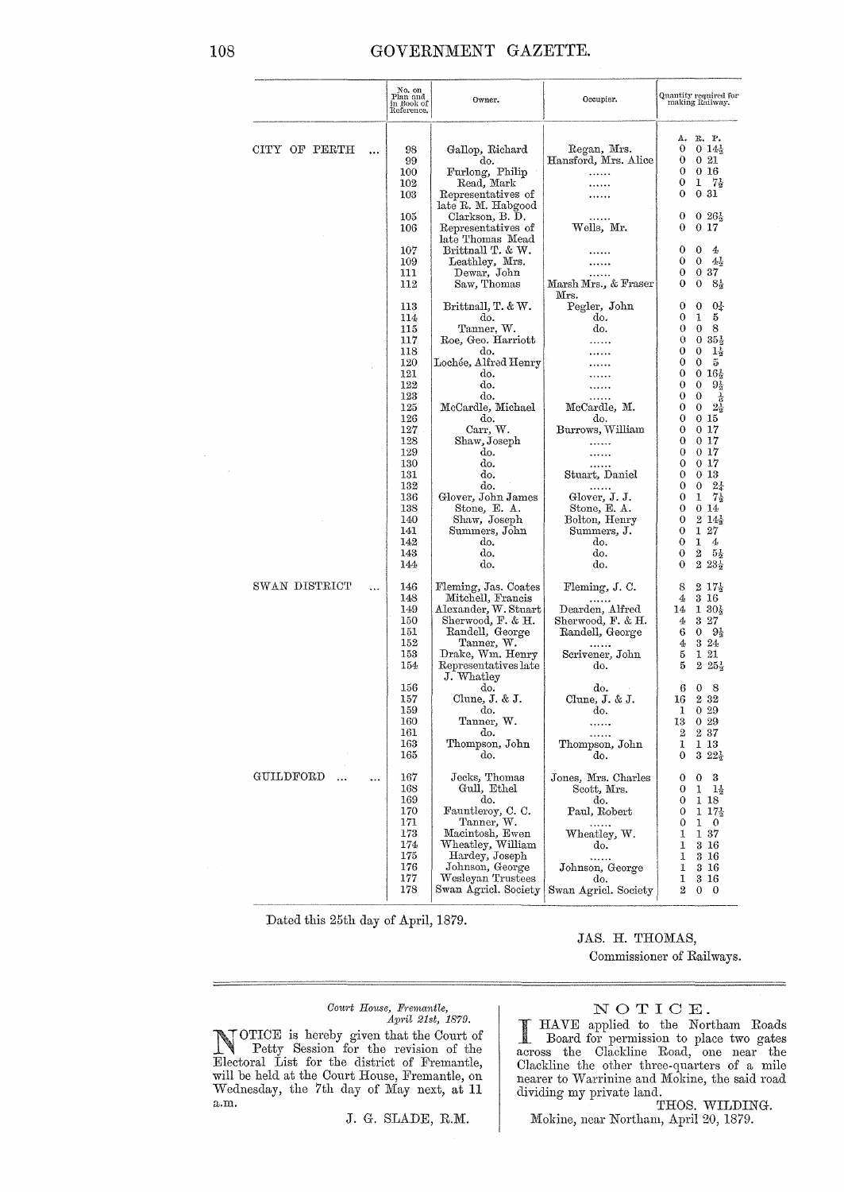| | No. on Plan and in Book of Reference. | Owner. | Occupier. | Quantity required for making Railway. |
|---|---|---|---|---|
| | | | | A. R. P. |
| CITY OF PERTH ... | 98 | Gallop, Richard | Regan, Mrs. | 0 0 14½ |
| | 99 | do. | Hansford, Mrs. Alice | 0 0 21 |
| | 100 | Furlong, Philip | ...... | 0 0 16 |
| | 102 | Read, Mark | ...... | 0 1 7½ |
| | 103 | Representatives of late R. M. Habgood | ...... | 0 0 31 |
| | 105 | Clarkson, B. D. | ...... | 0 0 26½ |
| | 106 | Representatives of late Thomas Mead | Wells, Mr. | 0 0 17 |
| | 107 | Brittnall T. & W. | ...... | 0 0 4 |
| | 109 | Leathley, Mrs. | ...... | 0 0 4½ |
| | 111 | Dewar, John | ...... | 0 0 37 |
| | 112 | Saw, Thomas | Marsh Mrs., & Fraser Mrs. | 0 0 8½ |
| | 113 | Brittnall, T. & W. | Pegler, John | 0 0 0¼ |
| | 114 | do. | do. | 0 1 5 |
| | 115 | Tanner, W. | do. | 0 0 8 |
| | 117 | Roe, Geo. Harriott | ...... | 0 0 35½ |
| | 118 | do. | ...... | 0 0 1½ |
| | 120 | Lochée, Alfred Henry | ...... | 0 0 5 |
| | 121 | do. | ...... | 0 0 16½ |
| | 122 | do. | ...... | 0 0 9½ |
| | 123 | do. | ...... | 0 0 ½ |
| | 125 | McCardle, Michael | McCardle, M. | 0 0 2½ |
| | 126 | do. | do. | 0 0 15 |
| | 127 | Carr, W. | Burrows, William | 0 0 17 |
| | 128 | Shaw, Joseph | ...... | 0 0 17 |
| | 129 | do. | ...... | 0 0 17 |
| | 130 | do. | ...... | 0 0 17 |
| | 131 | do. | Stuart, Daniel | 0 0 13 |
| | 132 | do. | ...... | 0 0 2¼ |
| | 136 | Glover, John James | Glover, J. J. | 0 1 7½ |
| | 138 | Stone, E. A. | Stone, E. A. | 0 0 14 |
| | 140 | Shaw, Joseph | Bolton, Henry | 0 2 14½ |
| | 141 | Summers, John | Summers, J. | 0 1 27 |
| | 142 | do. | do. | 0 1 4 |
| | 143 | do. | do. | 0 2 5½ |
| | 144 | do. | do. | 0 2 23½ |
| SWAN DISTRICT ... | 146 | Fleming, Jas. Coates | Fleming, J. C. | 8 2 17½ |
| | 148 | Mitchell, Francis | ...... | 4 3 16 |
| | 149 | Alexander, W. Stuart | Dearden, Alfred | 14 1 30½ |
| | 150 | Sherwood, F. & H. | Sherwood, F. & H. | 4 3 27 |
| | 151 | Randell, George | Randell, George | 6 0 9½ |
| | 152 | Tanner, W. | ...... | 4 3 24 |
| | 153 | Drake, Wm. Henry | Scrivener, John | 5 1 21 |
| | 154 | Representatives late J. Whatley | do. | 5 2 25½ |
| | 156 | do. | do. | 6 0 8 |
| | 157 | Clune, J. & J. | Clune, J. & J. | 16 2 32 |
| | 159 | do. | do. | 1 0 29 |
| | 160 | Tanner, W. | ...... | 13 0 29 |
| | 161 | do. | ...... | 2 2 37 |
| | 163 | Thompson, John | Thompson, John | 1 1 13 |
| | 165 | do. | do. | 0 3 22½ |
| GUILDFORD ... ... | 167 | Jecks, Thomas | Jones, Mrs. Charles | 0 0 3 |
| | 168 | Gull, Ethel | Scott, Mrs. | 0 1 1½ |
| | 169 | do. | do. | 0 1 18 |
| | 170 | Fauntleroy, C. C. | Paul, Robert | 0 1 17½ |
| | 171 | Tanner, W. | ...... | 0 1 0 |
| | 173 | Macintosh, Ewen | Wheatley, W. | 1 1 37 |
| | 174 | Wheatley, William | do. | 1 3 16 |
| | 175 | Hardey, Joseph | ...... | 1 3 16 |
| | 176 | Johnson, George | Johnson, George | 1 3 16 |
| | 177 | Wesleyan Trustees | do. | 1 3 16 |
| | 178 | Swan Agricl. Society | Swan Agricl. Society | 2 0 0 |

Dated this 25th day of April, 1879.

JAS. H. THOMAS,
Commissioner of Railways.

---

*Court House, Fremantle,*
*April 21st, 1879.*

NOTICE is hereby given that the Court of Petty Session for the revision of the Electoral List for the district of Fremantle, will be held at the Court House, Fremantle, on Wednesday, the 7th day of May next, at 11 a.m.

J. G. SLADE, R.M.

---

# NOTICE.

I HAVE applied to the Northam Roads Board for permission to place two gates across the Clackline Road, one near the Clackline the other three-quarters of a mile nearer to Warrinine and Mokine, the said road dividing my private land.

THOS. WILDING.

Mokine, near Northam, April 20, 1879.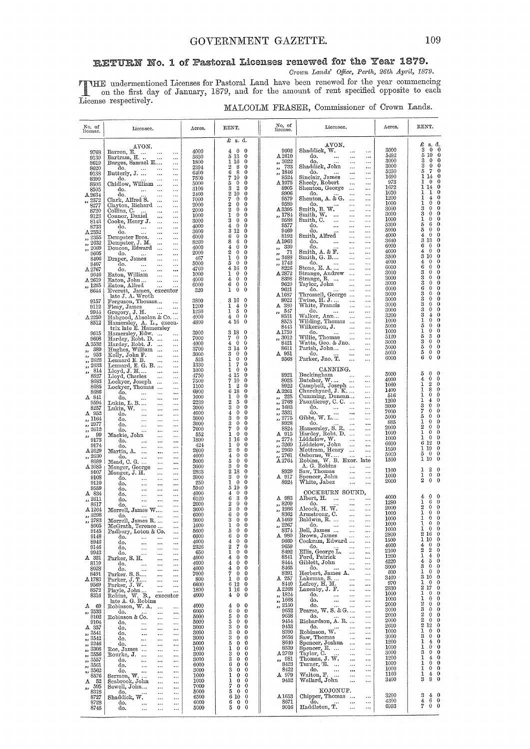# RETURN No. 1 of Pastoral Licenses renewed for the Year 1879.

*Crown Lands' Office, Perth, 26th April, 1879.*

THE undermentioned Licenses for Pastoral Land have been renewed for the year commencing on the first day of January, 1879, and for the amount of rent specified opposite to each License respectively.

MALCOLM FRASER, Commissioner of Crown Lands.

| No. of license. | Licensee. | Acres. | RENT. £ s. d. |
|---|---|---|---|
| | **AVON.** | | |
| 9763 | Barron, E. | 4000 | 4 0 0 |
| 9139 | Bartram, H. | 5650 | 5 13 0 |
| 8619 | Burges, Samuel E. | 1800 | 1 16 0 |
| 8620 | do. | 2394 | 2 8 0 |
| 9138 | Butterly, J. | 6400 | 6 8 0 |
| 8399 | do. | 7500 | 7 10 0 |
| 8503 | Chidlow, William | 5000 | 5 0 0 |
| 8505 | do. | 3100 | 3 2 0 |
| A 2634 | do. | 2460 | 2 10 0 |
| ,, 2372 | Clark, Alfred S. | 7000 | 7 0 0 |
| 8277 | Clayton, Richard | 2000 | 2 0 0 |
| 8720 | Collins, C. | 2000 | 2 0 0 |
| 9123 | Connor, Daniel | 1000 | 1 0 0 |
| 8143 | Cooke, Henry J. | 3000 | 3 0 0 |
| 8733 | do. | 4000 | 4 0 0 |
| A 2352 | do. | 3600 | 3 12 0 |
| ,, 2355 | Dempster Bros. | 6000 | 6 0 0 |
| ,, 2632 | Dempster, J. M. | 8260 | 8 6 0 |
| ,, 2069 | Doncon, Edward | 4000 | 4 0 0 |
| 9605 | do. | 2000 | 2 0 0 |
| 8406 | Draper, James | 467 | 1 0 0 |
| 8407 | do. | 5000 | 5 0 0 |
| A 2767 | do. | 4760 | 4 16 0 |
| 9646 | Eaton, William | 1000 | 1 0 0 |
| A 2619 | Eaton, John | 4000 | 4 0 0 |
| ,, 1265 | Eaton, Alfred | 6000 | 6 0 0 |
| 8644 | Everett, James, executor late J. A. Wroth | 320 | 1 0 0 |
| 9157 | Ferguson, Thomas | 3800 | 3 16 0 |
| 9112 | Fleay, James | 1200 | 1 4 0 |
| 9944 | Gregory, J. H. | 1250 | 1 5 0 |
| A 2250 | Habgood, Absolon & Co. | 4000 | 4 0 0 |
| 8512 | Hamersley, A. L., executrix late E. Hamersley | 4890 | 4 16 0 |
| 9615 | Hamersley, Edw. | 3900 | 3 18 0 |
| 9608 | Hardey, Robt. D. | 7000 | 7 0 0 |
| A 3532 | Hardey, Robt. J. | 4000 | 4 0 0 |
| ,, 389 | Hughes, William | 3700 | 3 14 0 |
| ,, 953 | Kelly, John F. | 3000 | 3 0 0 |
| ,, 2622 | Lennard, E. B. | 525 | 1 0 0 |
| ,, 2633 | Lennard, E. G. B. | 1330 | 1 7 0 |
| ,, 814 | Lloyd, J. M. | 1000 | 1 0 0 |
| 8527 | Lloyd, Charles | 4750 | 4 15 0 |
| 8683 | Lockyer, Joseph | 7500 | 7 10 0 |
| 8685 | Lockyer, Thomas | 1100 | 1 2 0 |
| 8686 | do. | 6900 | 6 18 0 |
| A 841 | do. | 1000 | 1 0 0 |
| 9594 | Lukin, L. B. | 2230 | 2 5 0 |
| 8257 | Lukin, W. | 3000 | 3 0 0 |
| A 952 | do. | 4000 | 4 0 0 |
| ,, 1164 | do. | 3000 | 3 0 0 |
| ,, 2977 | do. | 3000 | 3 0 0 |
| ,, 2612 | do. | 7000 | 7 0 0 |
| ,, 99 | Mackie, John | 552 | 1 0 0 |
| 9173 | do. | 1800 | 1 16 0 |
| 9174 | do. | 424 | 1 0 0 |
| A 2629 | Martin, A. | 2000 | 2 0 0 |
| ,, 2630 | do. | 4000 | 4 0 0 |
| 8689 | Mead, C. G. | 5000 | 5 0 0 |
| A 3085 | Monger, George | 3000 | 3 0 0 |
| 9107 | Monger, J. H. | 2835 | 2 18 0 |
| 9108 | do. | 3000 | 3 0 0 |
| 9110 | do. | 250 | 1 0 0 |
| 9559 | do. | 5940 | 5 19 0 |
| A 834 | do. | 4000 | 4 0 0 |
| ,, 2611 | do. | 6120 | 6 3 0 |
| 8617 | do. | 2000 | 2 0 0 |
| A 1264 | Morrell, James W. | 3000 | 3 0 0 |
| ,, 3298 | do. | 6000 | 6 0 0 |
| ,, 2783 | Morrell, James R. | 3000 | 3 0 0 |
| 8905 | McGrath, Terence | 1000 | 1 0 0 |
| 9145 | Padbury, Loton & Co. | 5000 | 5 0 0 |
| 9148 | do. | 6000 | 6 0 0 |
| 8942 | do. | 4000 | 4 0 0 |
| 9146 | do. | 2826 | 2 7 0 |
| 9943 | do. | 650 | 1 0 0 |
| A 331 | Parker, S. H. | 4000 | 4 0 0 |
| 8119 | do. | 4000 | 4 0 0 |
| 8028 | do. | 4000 | 4 0 0 |
| 8491 | Parker, S. S. | 7000 | 7 0 0 |
| A 1783 | Parker, J. T. | 800 | 1 0 0 |
| 9569 | Parker, J. W. | 6600 | 6 12 0 |
| 8572 | Playle, John | 1800 | 1 16 0 |
| 8316 | Robins, W. B., executor late A. G. Robins | 4000 | 4 0 0 |
| A 69 | Robinson, W. A. | 4000 | 4 0 0 |
| ,, 3533 | do. | 6000 | 6 0 0 |
| 9102 | Robinson & Co. | 5000 | 5 0 0 |
| 9104 | do. | 5000 | 5 0 0 |
| A 357 | do. | 3000 | 3 0 0 |
| ,, 3541 | do. | 3000 | 3 0 0 |
| ,, 3542 | do. | 3000 | 3 0 0 |
| ,, 2246 | do. | 5000 | 5 0 0 |
| ,, 3306 | Roe, James | 1000 | 1 0 0 |
| ,, 3556 | Rourke, J. | 3000 | 3 0 0 |
| ,, 3557 | do. | 3000 | 3 0 0 |
| ,, 3561 | do. | 6000 | 6 0 0 |
| ,, 3562 | do. | 3000 | 3 0 0 |
| 8576 | Sermon, W. | 1000 | 1 0 0 |
| A 52 | Seabrook, John | 1000 | 1 0 0 |
| ,, 595 | Sewell, John | 7000 | 7 0 0 |
| 8318 | do. | 5000 | 5 0 0 |
| 8727 | Shaddick, W. | 6500 | 6 10 0 |
| 8728 | do. | 6000 | 6 0 0 |
| 8745 | do. | 5000 | 5 0 0 |
| | **AVON.** | | |
| 9602 | Shaddick, W. | 3000 | 3 0 0 |
| A 2610 | do. | 5492 | 5 10 0 |
| ,, 3022 | do. | 3000 | 3 0 0 |
| ,, 733 | Shaddick, John | 3000 | 3 0 0 |
| ,, 1846 | do. | 5350 | 5 7 0 |
| 8524 | Sinclair, James | 1690 | 1 14 0 |
| A 1975 | Sheely, Robert | 973 | 1 0 0 |
| 8905 | Shenton, George | 1672 | 1 14 0 |
| 8906 | do. | 1050 | 1 1 0 |
| 9579 | Shenton, A. & G. | 1200 | 1 4 0 |
| 9580 | do. | 1000 | 1 0 0 |
| A 3395 | Smith, B. W. | 3000 | 3 0 0 |
| ,, 1784 | Smith, W. | 3000 | 3 0 0 |
| 9588 | Smith, C. | 1000 | 1 0 0 |
| 9577 | do. | 5300 | 5 6 0 |
| 9469 | do. | 5000 | 5 0 0 |
| 8192 | Smith, Alfred | 4000 | 4 0 0 |
| A 1963 | do. | 3640 | 3 13 0 |
| ,, 330 | do. | 6000 | 6 0 0 |
| ,, 71 | Smith, A. & F. | 4000 | 4 0 0 |
| ,, 3488 | Smith, G. B. | 3500 | 3 10 0 |
| ,, 1742 | do. | 4000 | 4 0 0 |
| 8226 | Stone, E. A. | 6000 | 6 0 0 |
| A 2872 | Strange, Andrew | 3000 | 3 0 0 |
| 8398 | Strange, R. | 3000 | 3 0 0 |
| 9620 | Taylor, John | 3000 | 3 0 0 |
| 9621 | do. | 6000 | 6 0 0 |
| A 1687 | Throssell, George | 3000 | 3 0 0 |
| 8022 | Twine, H. J. | 3000 | 3 0 0 |
| A 380 | White, Francis | 3000 | 3 0 0 |
| ,, 547 | do. | 3000 | 3 0 0 |
| 8531 | Walker, Ann | 3200 | 3 4 0 |
| 8575 | Wilding, Thomas | 1000 | 1 0 0 |
| 8443 | Wilkerson, J. | 5000 | 5 0 0 |
| A 1759 | do. | 1000 | 1 0 0 |
| ,, 3012 | Willie, Thomas | 5120 | 5 3 0 |
| 8421 | Watts, Geo. & Jno. | 3000 | 3 0 0 |
| 8611 | Parish, John | 5000 | 5 0 0 |
| A 951 | do. | 5000 | 5 0 0 |
| 9568 | Parker, Jno. T. | 6000 | 6 0 0 |
| | **CANNING.** | | |
| 8921 | Buckingham | 5000 | 5 0 0 |
| 8025 | Butcher, W. | 4000 | 4 0 0 |
| 8922 | Campbell, Joseph | 1060 | 1 2 0 |
| A 3261 | Churchyard, J. K. | 1400 | 1 8 0 |
| ,, 225 | Cumming, Duncan | 516 | 1 0 0 |
| ,, 2768 | Fauntleroy, C. C. | 1200 | 1 4 0 |
| ,, 1683 | do. | 3000 | 3 0 0 |
| ,, 3531 | do. | 7000 | 7 0 0 |
| ,, 2775 | Gibbs, W. L. | 5000 | 5 0 0 |
| 8928 | do. | 885 | 1 0 0 |
| 8824 | Hamersley, S. R. | 2000 | 2 0 0 |
| A 915 | Hardey, Robt. D. | 1000 | 1 0 0 |
| ,, 2774 | Liddelow, W. | 1000 | 1 0 0 |
| ,, 3260 | Liddelow, John | 6600 | 6 12 0 |
| ,, 2060 | Mottram, Henry | 1950 | 1 19 0 |
| ,, 2761 | Osborne, W. | 5060 | 5 0 0 |
| A 2764 | Robins, W. B. Exor. late A. G. Robins | 1500 | 1 10 0 |
| 8929 | Saw, Thomas | 1100 | 1 2 0 |
| A 917 | Spencer, John | 1000 | 1 0 0 |
| 8924 | White, Jabez | 2000 | 2 0 0 |
| | **COCKBURN SOUND.** | | |
| A 983 | Albert, H. | 4000 | 4 0 0 |
| ,, 8299 | do. | 1280 | 1 6 0 |
| ,, 1686 | Alcock, H. W. | 2000 | 2 0 0 |
| 8362 | Armstrong, C. | 1000 | 1 0 0 |
| A 1469 | Baldwin, R. | 1000 | 1 0 0 |
| ,, 2267 | do. | 1000 | 1 0 0 |
| 8374 | Bell, James | 1000 | 1 0 0 |
| A 980 | Brown, James | 2800 | 2 16 0 |
| 9660 | Cockram, Edward | 1500 | 1 10 0 |
| 9659 | do. | 4000 | 4 0 0 |
| 8492 | Ellis, George L. | 2100 | 2 2 0 |
| 8541 | Ford, Patrick | 1200 | 1 4 0 |
| 8444 | Giblett, John | 4220 | 4 5 0 |
| 8465 | do. | 3000 | 3 0 0 |
| 8291 | Herbert, James A. | 800 | 1 0 0 |
| A 257 | Lakeman, S. | 3460 | 3 10 0 |
| 8440 | Lefroy, H. M. | 970 | 1 0 0 |
| A 2268 | Lazenby, J. F. | 2830 | 2 17 0 |
| ,, 1824 | do. | 1000 | 1 0 0 |
| ,, 1668 | do. | 1000 | 1 0 0 |
| ,, 2150 | do. | 2000 | 2 0 0 |
| 9652 | Pearse, W. S. & G. | 3000 | 3 0 0 |
| 9658 | do. | 2000 | 2 0 0 |
| 9454 | Richardson, A. R. | 2000 | 2 0 0 |
| 9453 | do. | 2600 | 2 12 0 |
| 8390 | Robinson, W. | 1000 | 1 0 0 |
| 9656 | Saw, Thomas | 3000 | 3 0 0 |
| 8640 | Spencer, Joshua | 1200 | 1 4 0 |
| 8539 | Spencer, E. | 1000 | 1 0 0 |
| A 2769 | Taylor, C. | 3000 | 3 0 0 |
| ,, 981 | Thomas, J. W. | 1200 | 1 4 0 |
| 8423 | Turner, E. | 1000 | 1 0 0 |
| 8422 | do. | 1000 | 1 0 0 |
| A 979 | Walton, F. | 1160 | 1 4 0 |
| 9452 | Wellard, John | 3400 | 3 8 0 |
| | **KOJONUP.** | | |
| A 1653 | Chipper, Thomas | 3200 | 3 4 0 |
| 8671 | do. | 4300 | 4 6 0 |
| 9016 | Haddleton, T. | 6983 | 7 0 0 |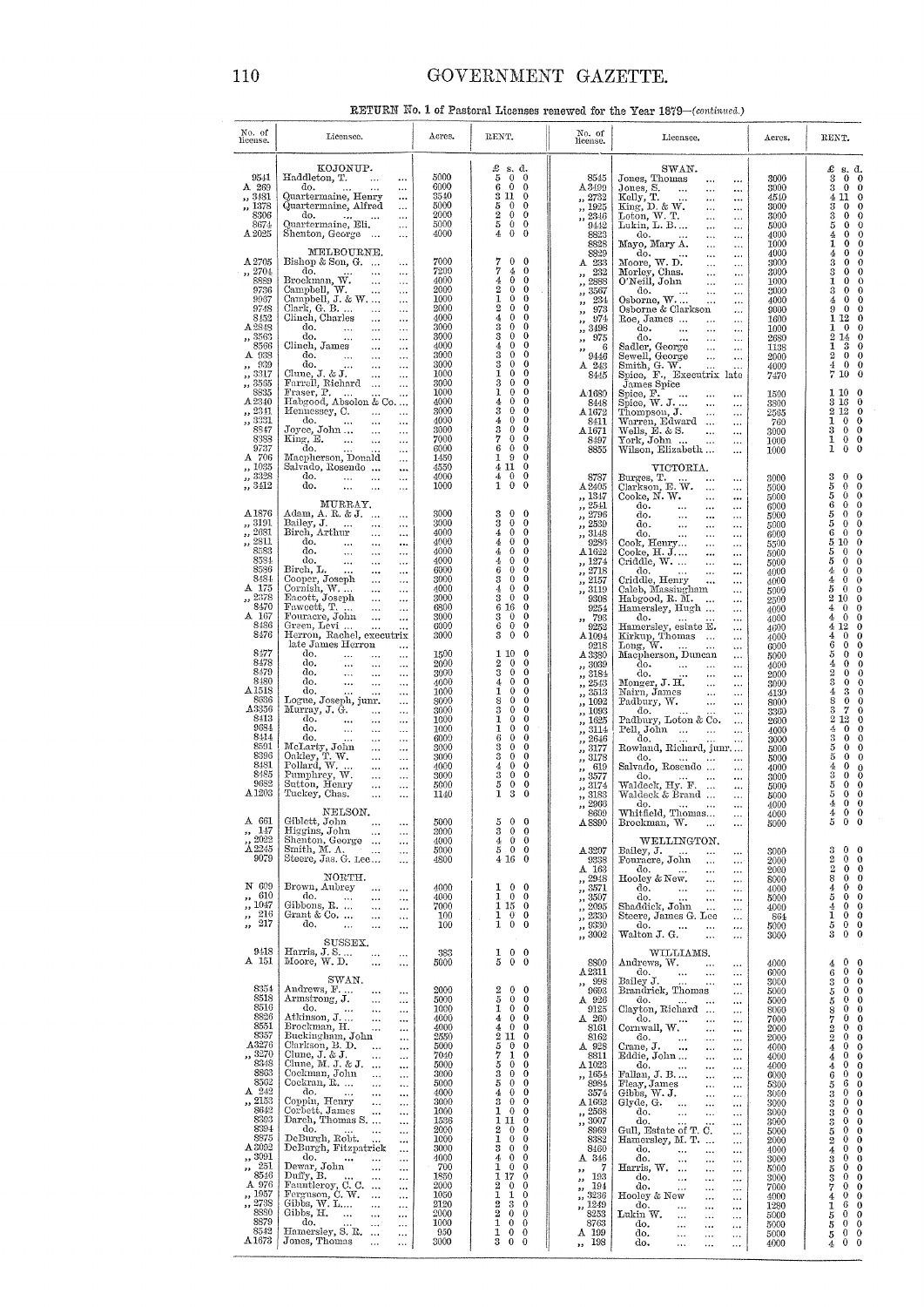## RETURN No. 1 of Pastoral Licenses renewed for the Year 1879—*(continued.)*

| No. of license. | Licensee. | Acres. | RENT. £ s. d. |
|---|---|---|---|
| | **KOJONUP.** | | |
| 9541 | Haddleton, T. | 5000 | 5 0 0 |
| A 269 | do. | 6000 | 6 0 0 |
| „ 3481 | Quartermaine, Henry | 3540 | 3 11 0 |
| „ 1378 | Quartermaine, Alfred | 5000 | 5 0 0 |
| 8306 | do. | 2000 | 2 0 0 |
| 8674 | Quartermaine, Eli. | 5000 | 5 0 0 |
| A 2025 | Shenton, George | 4000 | 4 0 0 |
| | **MELBOURNE.** | | |
| A 2705 | Bishop & Son, G. | 7000 | 7 0 0 |
| „ 2704 | do. | 7290 | 7 4 0 |
| 8889 | Brockman, W. | 4000 | 4 0 0 |
| 9736 | Campbell, W. | 2000 | 2 0 0 |
| 9967 | Campbell, J. & W. | 1000 | 1 0 0 |
| 9748 | Clark, G. B. | 2000 | 2 0 0 |
| 8452 | Clinch, Charles | 4000 | 4 0 0 |
| A 2848 | do. | 3000 | 3 0 0 |
| „ 3563 | do. | 3000 | 3 0 0 |
| 8566 | Clinch, James | 4000 | 4 0 0 |
| A 938 | do. | 3000 | 3 0 0 |
| „ 939 | do. | 3000 | 3 0 0 |
| „ 3317 | Clune, J. & J. | 1000 | 1 0 0 |
| „ 3565 | Farrell, Richard | 3000 | 3 0 0 |
| 8835 | Fraser, P. | 1000 | 1 0 0 |
| A 2340 | Habgood, Absolon & Co. | 4000 | 4 0 0 |
| „ 2341 | Hennessey, C. | 3000 | 3 0 0 |
| „ 3331 | do. | 4000 | 4 0 0 |
| 8847 | Joyce, John | 3000 | 3 0 0 |
| 8388 | King, E. | 7000 | 7 0 0 |
| 9737 | do. | 6000 | 6 0 0 |
| A 706 | Macpherson, Donald | 1450 | 1 9 0 |
| „ 1035 | Salvado, Rosendo | 4550 | 4 11 0 |
| „ 3328 | do. | 4000 | 4 0 0 |
| „ 3412 | do. | 1000 | 1 0 0 |
| | **MURRAY.** | | |
| A 1876 | Adam, A. R. & J. | 3000 | 3 0 0 |
| „ 3191 | Bailey, J. | 3000 | 3 0 0 |
| „ 2681 | Birch, Arthur | 4000 | 4 0 0 |
| „ 2811 | do. | 4000 | 4 0 0 |
| 8583 | do. | 4000 | 4 0 0 |
| 8584 | do. | 4000 | 4 0 0 |
| 8586 | Birch, L. | 6000 | 6 0 0 |
| 8484 | Cooper, Joseph | 3000 | 3 0 0 |
| A 175 | Cornish, W. | 4000 | 4 0 0 |
| „ 2378 | Eacott, Joseph | 3000 | 3 0 0 |
| 8470 | Fawcett, T. | 6800 | 6 16 0 |
| A 167 | Fouracre, John | 3000 | 3 0 0 |
| 8486 | Green, Levi | 6000 | 6 0 0 |
| 8476 | Herron, Rachel, executrix late James Herron | 3000 | 3 0 0 |
| 8477 | do. | 1500 | 1 10 0 |
| 8478 | do. | 2000 | 2 0 0 |
| 8479 | do. | 3000 | 3 0 0 |
| 8480 | do. | 4000 | 4 0 0 |
| A 1518 | do. | 1000 | 1 0 0 |
| 8636 | Logue, Joseph, junr. | 8000 | 8 0 0 |
| A 3336 | Murray, J. G. | 3000 | 3 0 0 |
| 8413 | do. | 1000 | 1 0 0 |
| 9684 | do. | 1000 | 1 0 0 |
| 8414 | do. | 6000 | 6 0 0 |
| 8591 | McLarty, John | 3000 | 3 0 0 |
| 8396 | Oakley, T. W. | 3000 | 3 0 0 |
| 8481 | Pollard, W. | 4000 | 4 0 0 |
| 8485 | Pumphrey, W. | 3000 | 3 0 0 |
| 9682 | Sutton, Henry | 5000 | 5 0 0 |
| A 1203 | Tuckey, Chas. | 1140 | 1 3 0 |
| | **NELSON.** | | |
| A 661 | Giblett, John | 5000 | 5 0 0 |
| „ 147 | Higgins, John | 3000 | 3 0 0 |
| „ 2022 | Shenton, George | 4000 | 4 0 0 |
| A 2245 | Smith, M. A. | 5000 | 5 0 0 |
| 9079 | Steere, Jas. G. Lee | 4800 | 4 16 0 |
| | **NORTH.** | | |
| N 609 | Brown, Aubrey | 4000 | 1 0 0 |
| „ 610 | do. | 4000 | 1 0 0 |
| „ 1047 | Gibbons, R. | 7000 | 1 15 0 |
| „ 216 | Grant & Co. | 100 | 1 0 0 |
| „ 217 | do. | 100 | 1 0 0 |
| | **SUSSEX.** | | |
| 9418 | Harris, J. S. | 383 | 1 0 0 |
| A 151 | Moore, W. D. | 5000 | 5 0 0 |
| | **SWAN.** | | |
| 8354 | Andrews, F. | 2000 | 2 0 0 |
| 8518 | Armstrong, J. | 5000 | 5 0 0 |
| 8516 | do. | 1000 | 1 0 0 |
| 8826 | Atkinson, J. | 4000 | 4 0 0 |
| 8551 | Brockman, H. | 4000 | 4 0 0 |
| 8357 | Buckingham, John | 2550 | 2 11 0 |
| A 3276 | Clarkson, B. D. | 5000 | 5 0 0 |
| „ 3270 | Clune, J. & J. | 7040 | 7 1 0 |
| 8348 | Clune, M. J. & J. | 5000 | 5 0 0 |
| 8863 | Cockman, John | 3000 | 3 0 0 |
| 8562 | Cockran, R. | 5000 | 5 0 0 |
| A 242 | do. | 4000 | 4 0 0 |
| „ 2153 | Coppin, Henry | 3000 | 3 0 0 |
| 8642 | Corbett, James | 1000 | 1 0 0 |
| 8363 | Darch, Thomas S. | 1536 | 1 11 0 |
| 8394 | do. | 2000 | 2 0 0 |
| 8875 | DeBurgh, Robt. | 1000 | 1 0 0 |
| A 3052 | DeBurgh, Fitzpatrick | 3000 | 3 0 0 |
| „ 3091 | do. | 4000 | 4 0 0 |
| „ 251 | Dewar, John | 700 | 1 0 0 |
| 8546 | Duffy, B. | 1850 | 1 17 0 |
| A 976 | Fauntleroy, C. C. | 2000 | 2 0 0 |
| „ 1957 | Ferguson, C. W. | 1050 | 1 1 0 |
| „ 2738 | Gibbs, W. L. | 2120 | 2 3 0 |
| 8880 | Gibbs, H. | 2000 | 2 0 0 |
| 8879 | do. | 1000 | 1 0 0 |
| 8542 | Hamersley, S. R. | 950 | 1 0 0 |
| A 1673 | Jones, Thomas | 3000 | 3 0 0 |
| 8545 | Jones, Thomas | 3000 | 3 0 0 |
| A 3499 | Jones, S. | 3000 | 3 0 0 |
| „ 2732 | Kelly, T. | 4510 | 4 11 0 |
| „ 1925 | King, D. & W. | 3000 | 3 0 0 |
| „ 2346 | Loton, W. T. | 3000 | 3 0 0 |
| 9442 | Lukin, L. B. | 5000 | 5 0 0 |
| 8823 | do. | 4000 | 4 0 0 |
| 8828 | Mayo, Mary A. | 1000 | 1 0 0 |
| 8829 | do. | 4000 | 4 0 0 |
| A 233 | Moore, W. D. | 3000 | 3 0 0 |
| „ 232 | Morley, Chas. | 3000 | 3 0 0 |
| „ 2888 | O'Neill, John | 1000 | 1 0 0 |
| „ 3567 | do. | 3000 | 3 0 0 |
| „ 234 | Osborne, W. | 4000 | 4 0 0 |
| „ 973 | Osborne & Clarkson | 9000 | 9 0 0 |
| „ 974 | Roe, James | 1600 | 1 12 0 |
| „ 3498 | do. | 1000 | 1 0 0 |
| „ 975 | do. | 2680 | 2 14 0 |
| „ 6 | Sadler, George | 1138 | 1 3 0 |
| 9446 | Sewell, George | 2000 | 2 0 0 |
| A 243 | Smith, G. W. | 4000 | 4 0 0 |
| 8445 | Spice, F., Executrix late James Spice | 7470 | 7 10 0 |
| A 1680 | Spice, F. | 1500 | 1 10 0 |
| 8448 | Spice, W. J. | 3300 | 3 13 0 |
| A 1672 | Thompson, J. | 2535 | 2 12 0 |
| 8411 | Warren, Edward | 760 | 1 0 0 |
| A 1671 | Wells, E. & S. | 3000 | 3 0 0 |
| 8497 | York, John | 1000 | 1 0 0 |
| 8855 | Wilson, Elizabeth | 1000 | 1 0 0 |
| | **VICTORIA.** | | |
| 8787 | Burges, T. | 3000 | 3 0 0 |
| A 2405 | Clarkson, E. W. | 5000 | 5 0 0 |
| „ 1347 | Cooke, N. W. | 5000 | 5 0 0 |
| „ 2541 | do. | 6000 | 6 0 0 |
| „ 2796 | do. | 5000 | 5 0 0 |
| „ 2539 | do. | 5000 | 5 0 0 |
| „ 3148 | do. | 6000 | 6 0 0 |
| 9286 | Cook, Henry | 5500 | 5 10 0 |
| A 1622 | Cooke, H. J. | 5000 | 5 0 0 |
| „ 1274 | Criddle, W. | 5000 | 5 0 0 |
| „ 2718 | do. | 4000 | 4 0 0 |
| „ 2157 | Criddle, Henry | 4000 | 4 0 0 |
| „ 3119 | Caleb, Massingham | 5000 | 5 0 0 |
| 9308 | Habgood, R. M. | 2500 | 2 10 0 |
| 9254 | Hamersley, Hugh | 4000 | 4 0 0 |
| „ 793 | do. | 4000 | 4 0 0 |
| 9252 | Hamersley, estate E. | 4600 | 4 12 0 |
| A 1094 | Kirkup, Thomas | 4000 | 4 0 0 |
| 9218 | Long, W. | 6000 | 6 0 0 |
| A 3380 | Macpherson, Duncan | 5000 | 5 0 0 |
| „ 3039 | do. | 4000 | 4 0 0 |
| „ 3184 | do. | 2000 | 2 0 0 |
| „ 2543 | Monger, J. H. | 3000 | 3 0 0 |
| „ 3513 | Nairn, James | 4130 | 4 3 0 |
| „ 1092 | Padbury, W. | 8000 | 8 0 0 |
| „ 1093 | do. | 3350 | 3 7 0 |
| „ 1625 | Padbury, Loton & Co. | 2600 | 2 12 0 |
| „ 3114 | Pell, John | 4000 | 4 0 0 |
| „ 2646 | do. | 3000 | 3 0 0 |
| „ 3177 | Rowland, Richard, junr. | 5000 | 5 0 0 |
| „ 3178 | do. | 5000 | 5 0 0 |
| „ 619 | Salvado, Rosendo | 4000 | 4 0 0 |
| „ 3577 | do. | 3000 | 3 0 0 |
| „ 3174 | Waldeck, Hy. F. | 5000 | 5 0 0 |
| „ 3183 | Waldeck & Brand | 5000 | 5 0 0 |
| „ 2963 | do. | 4000 | 4 0 0 |
| 8699 | Whitfield, Thomas | 4000 | 4 0 0 |
| A 8890 | Brockman, W. | 5000 | 5 0 0 |
| | **WELLINGTON.** | | |
| A 3297 | Bailey, J. | 3000 | 3 0 0 |
| 9338 | Fouracre, John | 2000 | 2 0 0 |
| A 163 | do. | 2000 | 2 0 0 |
| „ 2948 | Hooley & New. | 8000 | 8 0 0 |
| „ 3571 | do. | 4000 | 4 0 0 |
| „ 3507 | do. | 5000 | 5 0 0 |
| „ 2095 | Shaddick, John | 4000 | 4 0 0 |
| „ 2330 | Steere, James G. Lee | 864 | 1 0 0 |
| „ 3330 | do. | 5000 | 5 0 0 |
| „ 3002 | Walton J. G. | 3000 | 3 0 0 |
| | **WILLIAMS.** | | |
| 8800 | Andrews, W. | 4000 | 4 0 0 |
| A 2311 | do. | 6000 | 6 0 0 |
| „ 998 | Bailey J. | 3000 | 3 0 0 |
| 9693 | Brandrick, Thomas | 5000 | 5 0 0 |
| A 926 | do. | 5000 | 5 0 0 |
| 9125 | Clayton, Richard | 8000 | 8 0 0 |
| A 260 | do. | 7000 | 7 0 0 |
| 8161 | Cornwall, W. | 2000 | 2 0 0 |
| 8162 | do. | 2000 | 2 0 0 |
| A 928 | Crane, J. | 4000 | 4 0 0 |
| 8811 | Eddie, John | 4000 | 4 0 0 |
| A 1023 | do. | 4000 | 4 0 0 |
| „ 1654 | Fallan, J. B. | 6000 | 6 0 0 |
| 8984 | Fleay, James | 5300 | 5 6 0 |
| 3574 | Gibbs, W. J. | 3000 | 3 0 0 |
| A 1662 | Glyde, G. | 3000 | 3 0 0 |
| „ 2568 | do. | 3000 | 3 0 0 |
| „ 3007 | do. | 3000 | 3 0 0 |
| 8969 | Gull, Estate of T. C. | 5000 | 5 0 0 |
| 8382 | Hamersley, M. T. | 2000 | 2 0 0 |
| 8460 | do. | 4000 | 4 0 0 |
| A 346 | do. | 3000 | 3 0 0 |
| „ 7 | Harris, W. | 5000 | 5 0 0 |
| „ 193 | do. | 3000 | 3 0 0 |
| „ 194 | do. | 7000 | 7 0 0 |
| „ 3236 | Hooley & New | 4000 | 4 0 0 |
| „ 1249 | do. | 1280 | 1 6 0 |
| 8253 | Lukin W. | 5000 | 5 0 0 |
| 8763 | do. | 5000 | 5 0 0 |
| A 199 | do. | 5000 | 5 0 0 |
| „ 198 | do. | 4000 | 4 0 0 |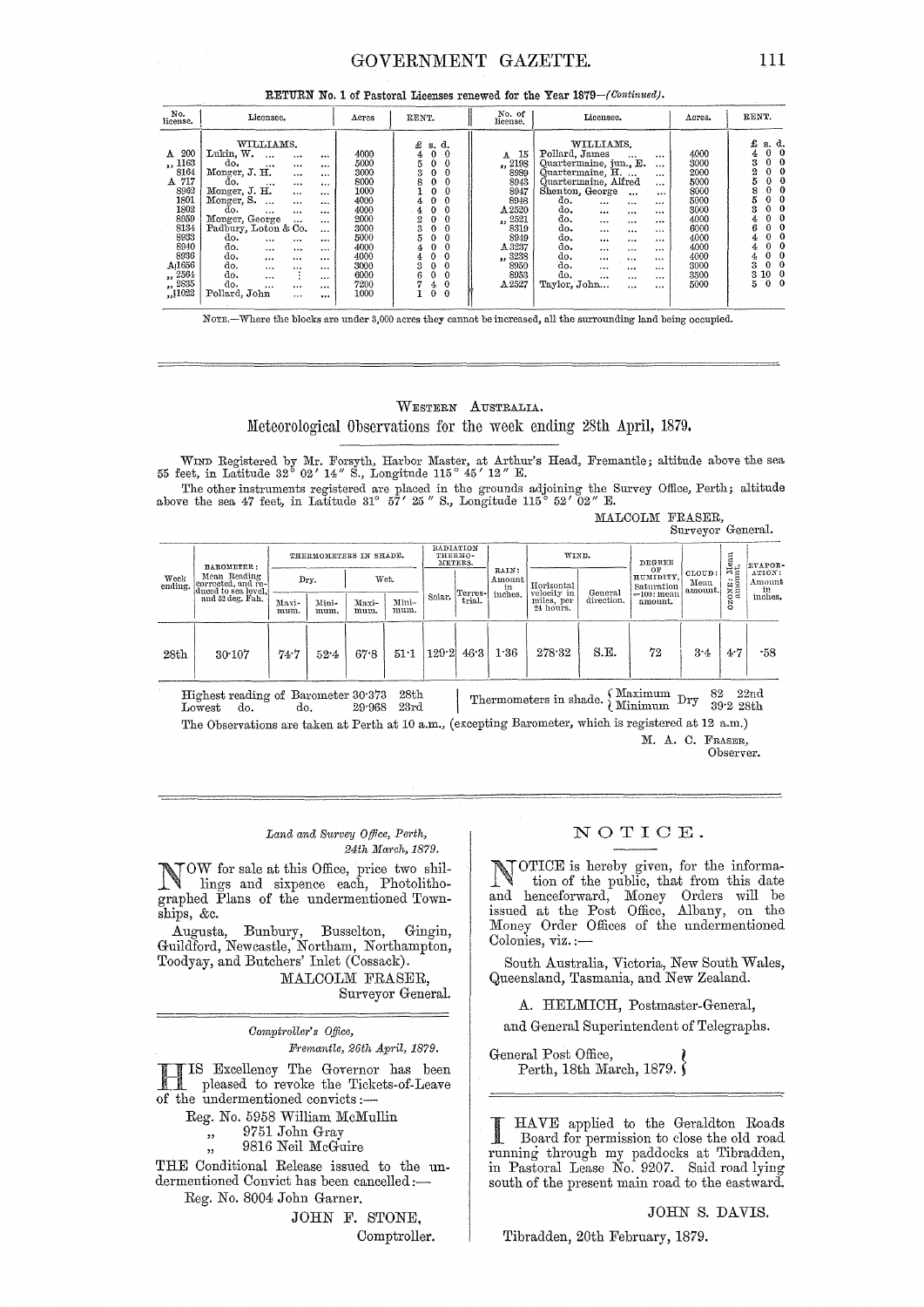**RETURN No. 1 of Pastoral Licenses renewed for the Year 1879—(Continued).**

| No. license. | Licensee. | Acres | RENT. £ s. d. | No. of license. | Licensee. | Acres. | RENT. £ s. d. |
|---|---|---|---|---|---|---|---|
| | WILLIAMS. | | | | WILLIAMS. | | |
| A 200 | Lukin, W. ... ... ... | 4000 | 4 0 0 | A 15 | Pollard, James ... ... | 4000 | 4 0 0 |
| ,, 1163 | do. ... ... ... | 5000 | 5 0 0 | ,, 2198 | Quartermaine, jun., E. ... | 3000 | 3 0 0 |
| 8164 | Monger, J. H. ... ... | 3000 | 3 0 0 | 8989 | Quartermaine, H. ... ... | 2000 | 2 0 0 |
| A 717 | do. ... ... ... | 8000 | 8 0 0 | 8943 | Quartermaine, Alfred ... | 5000 | 5 0 0 |
| 8962 | Monger, J. H. ... ... | 1000 | 1 0 0 | 8947 | Shenton, George ... ... | 8000 | 8 0 0 |
| 1801 | Monger, S. ... ... ... | 4000 | 4 0 0 | 8948 | do. ... ... ... | 5000 | 5 0 0 |
| 1802 | do. ... ... ... | 4000 | 4 0 0 | A 2520 | do. ... ... ... | 3000 | 3 0 0 |
| 8959 | Monger, George ... ... | 2000 | 2 0 0 | ,, 2521 | do. ... ... ... | 4000 | 4 0 0 |
| 8134 | Padbury, Loton & Co. ... | 3000 | 3 0 0 | 8319 | do. ... ... ... | 6000 | 6 0 0 |
| 8933 | do. ... ... ... | 5000 | 5 0 0 | 8949 | do. ... ... ... | 4000 | 4 0 0 |
| 8940 | do. ... ... ... | 4000 | 4 0 0 | A 3237 | do. ... ... ... | 4000 | 4 0 0 |
| 8936 | do. ... ... ... | 4000 | 4 0 0 | ,, 3238 | do. ... ... ... | 4000 | 4 0 0 |
| A 1656 | do. ... ... ... | 3000 | 3 0 0 | 8950 | do. ... ... ... | 3000 | 3 0 0 |
| ,, 2564 | do. ... ... ... | 6000 | 6 0 0 | 8953 | do. ... ... ... | 3500 | 3 10 0 |
| ,, 2835 | do. ... ... ... | 7200 | 7 4 0 | A 2527 | Taylor, John... ... ... | 5000 | 5 0 0 |
| ,, 11022 | Pollard, John ... ... | 1000 | 1 0 0 | | | | |

NOTE.—Where the blocks are under 3,000 acres they cannot be increased, all the surrounding land being occupied.

---

## WESTERN AUSTRALIA.

## Meteorological Observations for the week ending 28th April, 1879.

WIND Registered by Mr. Forsyth, Harbor Master, at Arthur's Head, Fremantle; altitude above the sea 55 feet, in Latitude 32° 02′ 14″ S., Longitude 115° 45′ 12″ E.

The other instruments registered are placed in the grounds adjoining the Survey Office, Perth; altitude above the sea 47 feet, in Latitude 31° 57′ 25″ S., Longitude 115° 52′ 02″ E.

MALCOLM FRASER,
Surveyor General.

| Week ending. | BAROMETER: Mean Reading corrected, and reduced to sea level, and 32 deg. Fah. | THERMOMETERS IN SHADE. Dry. Maximum. | Dry. Minimum. | Wet. Maximum. | Wet. Minimum. | RADIATION THERMOMETERS. Solar. | Terrestrial. | RAIN: Amount in inches. | WIND. Horizontal velocity in miles, per 24 hours. | General direction. | DEGREE OF HUMIDITY, Saturation =100: mean amount. | CLOUD: Mean amount. | OZONE: Mean amount. | EVAPORATION: Amount in inches. |
|---|---|---|---|---|---|---|---|---|---|---|---|---|---|---|
| 28th | 30·107 | 74·7 | 52·4 | 67·8 | 51·1 | 129·2 | 46·3 | 1·36 | 278·32 | S.E. | 72 | 3·4 | 4·7 | ·58 |

Highest reading of Barometer 30·373 28th
Lowest do. do. 29·968 23rd

Thermometers in shade. Maximum Dry 82 22nd; Minimum Dry 39·2 28th

The Observations are taken at Perth at 10 a.m., (excepting Barometer, which is registered at 12 a.m.)

M. A. C. FRASER,
Observer.

---

*Land and Survey Office, Perth,*
*24th March, 1879.*

NOW for sale at this Office, price two shillings and sixpence each, Photolithographed Plans of the undermentioned Townships, &c.

Augusta, Bunbury, Busselton, Gingin, Guildford, Newcastle, Northam, Northampton, Toodyay, and Butchers' Inlet (Cossack).

MALCOLM FRASER,
Surveyor General.

---

*Comptroller's Office,*
*Fremantle, 26th April, 1879.*

HIS Excellency The Governor has been pleased to revoke the Tickets-of-Leave of the undermentioned convicts:—

Reg. No. 5958 William McMullin
,, 9751 John Gray
,, 9816 Neil McGuire

THE Conditional Release issued to the undermentioned Convict has been cancelled:—

Reg. No. 8004 John Garner.

JOHN F. STONE,
Comptroller.

---

## NOTICE.

NOTICE is hereby given, for the information of the public, that from this date and henceforward, Money Orders will be issued at the Post Office, Albany, on the Money Order Offices of the undermentioned Colonies, viz.:—

South Australia, Victoria, New South Wales, Queensland, Tasmania, and New Zealand.

A. HELMICH, Postmaster-General,
and General Superintendent of Telegraphs.

General Post Office,
Perth, 18th March, 1879.

---

I HAVE applied to the Geraldton Roads Board for permission to close the old road running through my paddocks at Tibradden, in Pastoral Lease No. 9207. Said road lying south of the present main road to the eastward.

JOHN S. DAVIS.

Tibradden, 20th February, 1879.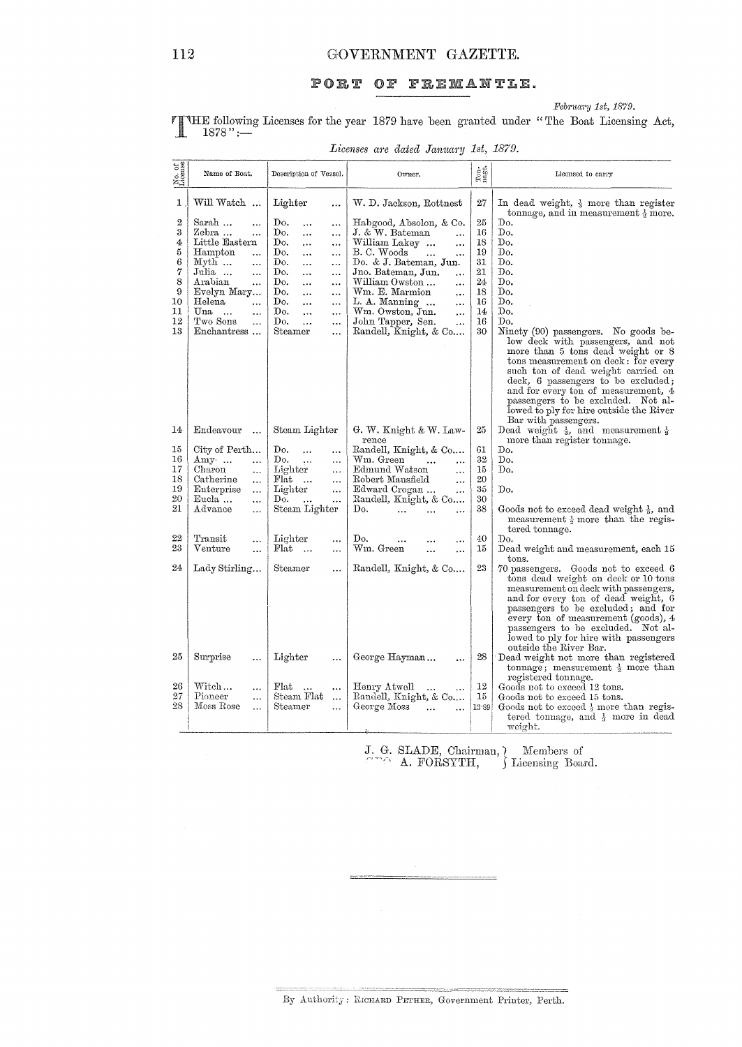# PORT OF FREMANTLE.

*February 1st, 1879.*

THE following Licenses for the year 1879 have been granted under "The Boat Licensing Act, 1878":—

*Licenses are dated January 1st, 1879.*

| No. of License | Name of Boat. | Description of Vessel. | Owner. | Tonnage. | Licensed to carry |
|---|---|---|---|---|---|
| 1 | Will Watch ... | Lighter ... | W. D. Jackson, Rottnest | 27 | In dead weight, ⅓ more than register tonnage, and in measurement ½ more. |
| 2 | Sarah ... ... | Do. ... ... | Habgood, Absolon, & Co. | 25 | Do. |
| 3 | Zebra ... ... | Do. ... ... | J. & W. Bateman | 16 | Do. |
| 4 | Little Eastern | Do. ... ... | William Lakey ... ... | 18 | Do. |
| 5 | Hampton ... | Do. ... ... | B. C. Woods ... ... | 19 | Do. |
| 6 | Myth ... ... | Do. ... ... | Do. & J. Bateman, Jun. | 31 | Do. |
| 7 | Julia ... ... | Do. ... ... | Jno. Bateman, Jun. ... | 21 | Do. |
| 8 | Arabian ... | Do. ... ... | William Owston ... ... | 24 | Do. |
| 9 | Evelyn Mary... | Do. ... ... | Wm. E. Marmion ... | 18 | Do. |
| 10 | Helena ... | Do. ... ... | L. A. Manning ... ... | 16 | Do. |
| 11 | Una ... ... | Do. ... ... | Wm. Owston, Jun. ... | 14 | Do. |
| 12 | Two Sons ... | Do. ... ... | John Tapper, Sen. ... | 16 | Do. |
| 13 | Enchantress ... | Steamer ... | Randell, Knight, & Co.... | 30 | Ninety (90) passengers. No goods below deck with passengers, and not more than 5 tons dead weight or 8 tons measurement on deck: for every such ton of dead weight carried on deck, 6 passengers to be excluded; and for every ton of measurement, 4 passengers to be excluded. Not allowed to ply for hire outside the River Bar with passengers. |
| 14 | Endeavour ... | Steam Lighter | G. W. Knight & W. Lawrence | 25 | Dead weight ⅓, and measurement ½ more than register tonnage. |
| 15 | City of Perth... | Do. ... ... | Randell, Knight, & Co.... | 61 | Do. |
| 16 | Amy ... ... | Do. ... ... | Wm. Green ... ... | 32 | Do. |
| 17 | Charon ... | Lighter ... | Edmund Watson ... | 15 | Do. |
| 18 | Catherine ... | Flat ... ... | Robert Mansfield ... | 20 | |
| 19 | Enterprise ... | Lighter ... | Edward Crogan ... ... | 35 | Do. |
| 20 | Eucla ... ... | Do. ... ... | Randell, Knight, & Co.... | 30 | |
| 21 | Advance ... | Steam Lighter | Do. ... ... ... | 38 | Goods not to exceed dead weight ⅓, and measurement ½ more than the registered tonnage. |
| 22 | Transit ... | Lighter ... | Do. ... ... ... | 40 | Do. |
| 23 | Venture ... | Flat ... ... | Wm. Green ... ... | 15 | Dead weight and measurement, each 15 tons. |
| 24 | Lady Stirling... | Steamer ... | Randell, Knight, & Co.... | 23 | 70 passengers. Goods not to exceed 6 tons dead weight on deck or 10 tons measurement on deck with passengers, and for every ton of dead weight, 6 passengers to be excluded; and for every ton of measurement (goods), 4 passengers to be excluded. Not allowed to ply for hire with passengers outside the River Bar. |
| 25 | Surprise ... | Lighter ... | George Hayman... ... | 28 | Dead weight not more than registered tonnage; measurement ½ more than registered tonnage. |
| 26 | Witch... ... | Flat ... ... | Henry Atwell ... ... | 12 | Goods not to exceed 12 tons. |
| 27 | Pioneer ... | Steam Flat ... | Randell, Knight, & Co.... | 15 | Goods not to exceed 15 tons. |
| 28 | Moss Rose ... | Steamer ... | George Moss ... ... | 13·89 | Goods not to exceed ½ more than registered tonnage, and ⅓ more in dead weight. |

J. G. SLADE, Chairman, }
A. FORSYTH, } Members of Licensing Board.

By Authority: RICHARD PETHER, Government Printer, Perth.